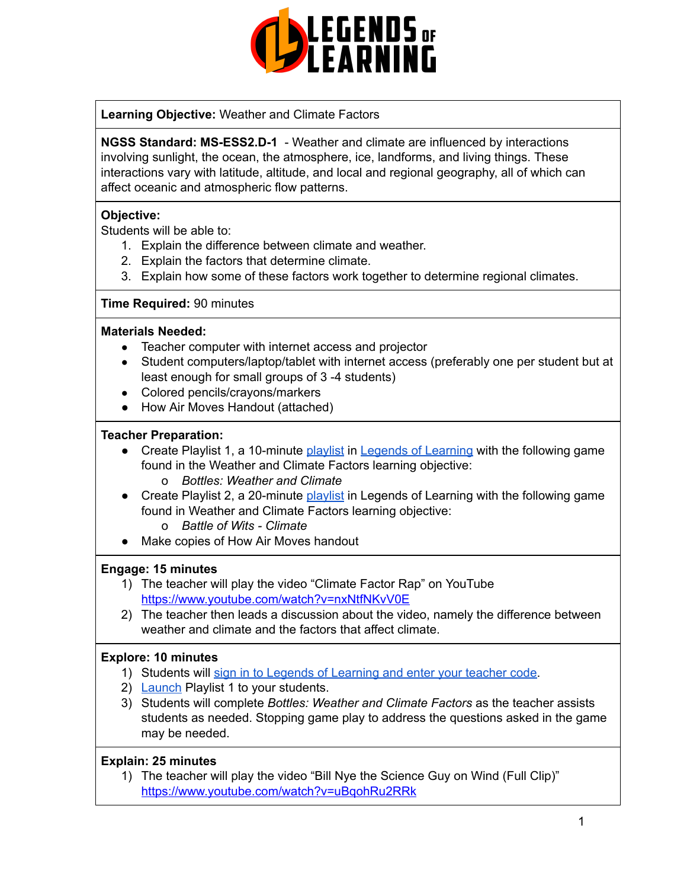**Learning Objective:** Weather and Climate Factors

**NGSS Standard: MS-ESS2.D-1** - Weather and climate are influenced by interactions involving sunlight, the ocean, the atmosphere, ice, landforms, and living things. These interactions vary with latitude, altitude, and local and regional geography, all of which can affect oceanic and atmospheric flow patterns.

**Objective:**
Students will be able to:

1. Explain the difference between climate and weather.
2. Explain the factors that determine climate.
3. Explain how some of these factors work together to determine regional climates.

**Time Required:** 90 minutes

**Materials Needed:**

- Teacher computer with internet access and projector
- Student computers/laptop/tablet with internet access (preferably one per student but at least enough for small groups of 3 -4 students)
- Colored pencils/crayons/markers
- How Air Moves Handout (attached)

**Teacher Preparation:**

- Create Playlist 1, a 10-minute playlist in Legends of Learning with the following game found in the Weather and Climate Factors learning objective:
  - *Bottles: Weather and Climate*
- Create Playlist 2, a 20-minute playlist in Legends of Learning with the following game found in Weather and Climate Factors learning objective:
  - *Battle of Wits - Climate*
- Make copies of How Air Moves handout

**Engage: 15 minutes**

1) The teacher will play the video "Climate Factor Rap" on YouTube https://www.youtube.com/watch?v=nxNtfNKvV0E
2) The teacher then leads a discussion about the video, namely the difference between weather and climate and the factors that affect climate.

**Explore: 10 minutes**

1) Students will sign in to Legends of Learning and enter your teacher code.
2) Launch Playlist 1 to your students.
3) Students will complete *Bottles: Weather and Climate Factors* as the teacher assists students as needed. Stopping game play to address the questions asked in the game may be needed.

**Explain: 25 minutes**

1) The teacher will play the video "Bill Nye the Science Guy on Wind (Full Clip)" https://www.youtube.com/watch?v=uBqohRu2RRk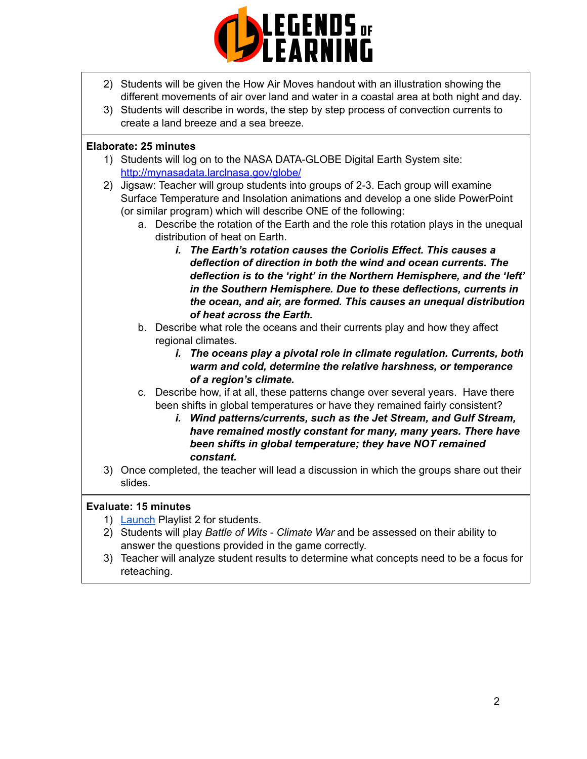2) Students will be given the How Air Moves handout with an illustration showing the different movements of air over land and water in a coastal area at both night and day.
3) Students will describe in words, the step by step process of convection currents to create a land breeze and a sea breeze.

**Elaborate: 25 minutes**

1) Students will log on to the NASA DATA-GLOBE Digital Earth System site: [http://mynasadata.larclnasa.gov/globe/](http://mynasadata.larclnasa.gov/globe/)
2) Jigsaw: Teacher will group students into groups of 2-3. Each group will examine Surface Temperature and Insolation animations and develop a one slide PowerPoint (or similar program) which will describe ONE of the following:
   a. Describe the rotation of the Earth and the role this rotation plays in the unequal distribution of heat on Earth.
      i. ***The Earth's rotation causes the Coriolis Effect. This causes a deflection of direction in both the wind and ocean currents. The deflection is to the 'right' in the Northern Hemisphere, and the 'left' in the Southern Hemisphere. Due to these deflections, currents in the ocean, and air, are formed. This causes an unequal distribution of heat across the Earth.***
   b. Describe what role the oceans and their currents play and how they affect regional climates.
      i. ***The oceans play a pivotal role in climate regulation. Currents, both warm and cold, determine the relative harshness, or temperance of a region's climate.***
   c. Describe how, if at all, these patterns change over several years. Have there been shifts in global temperatures or have they remained fairly consistent?
      i. ***Wind patterns/currents, such as the Jet Stream, and Gulf Stream, have remained mostly constant for many, many years. There have been shifts in global temperature; they have NOT remained constant.***
3) Once completed, the teacher will lead a discussion in which the groups share out their slides.

**Evaluate: 15 minutes**

1) Launch Playlist 2 for students.
2) Students will play *Battle of Wits - Climate War* and be assessed on their ability to answer the questions provided in the game correctly.
3) Teacher will analyze student results to determine what concepts need to be a focus for reteaching.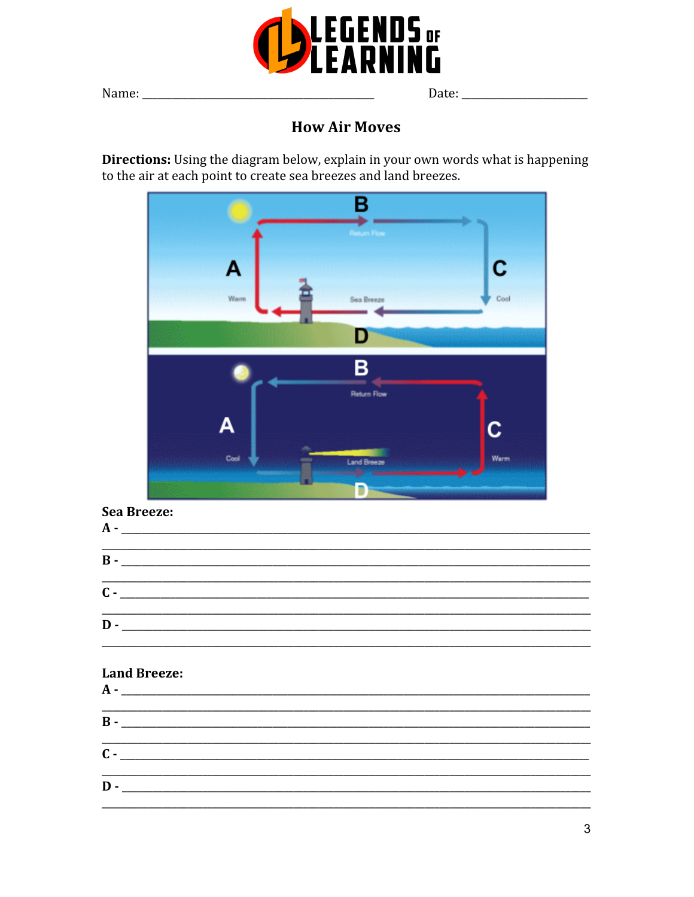Name: ______________________________ Date: ________________

## How Air Moves

**Directions:** Using the diagram below, explain in your own words what is happening to the air at each point to create sea breezes and land breezes.

B
Return Flow
A
Warm
Sea Breeze
C
Cool
D

B
Return Flow
A
Cool
Land Breeze
C
Warm
D

**Sea Breeze:**

**A -** ____________________________________________________________

____________________________________________________________

**B -** ____________________________________________________________

____________________________________________________________

**C -** ____________________________________________________________

____________________________________________________________

**D -** ____________________________________________________________

____________________________________________________________

**Land Breeze:**

**A -** ____________________________________________________________

____________________________________________________________

**B -** ____________________________________________________________

____________________________________________________________

**C -** ____________________________________________________________

____________________________________________________________

**D -** ____________________________________________________________

____________________________________________________________